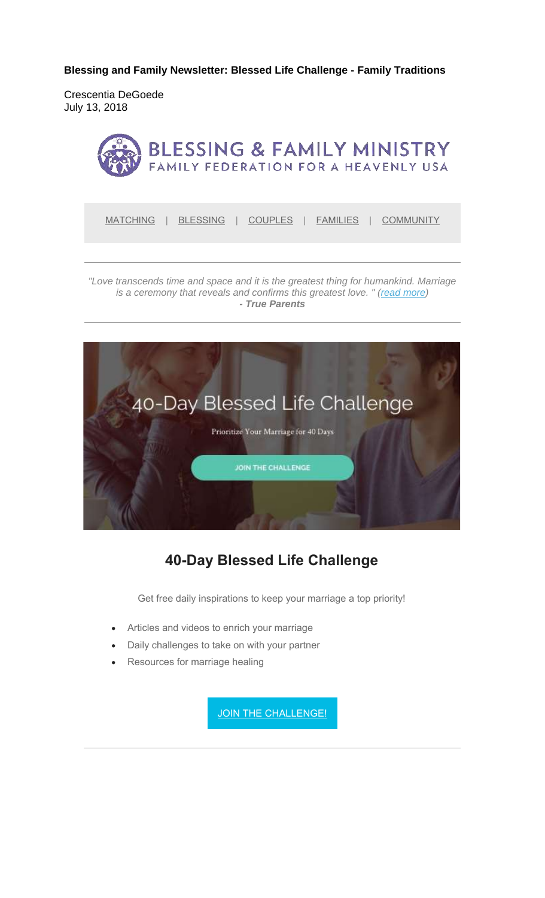**Blessing and Family Newsletter: Blessed Life Challenge - Family Traditions**

Crescentia DeGoede
July 13, 2018

BLESSING & FAMILY MINISTRY
FAMILY FEDERATION FOR A HEAVENLY USA

MATCHING | BLESSING | COUPLES | FAMILIES | COMMUNITY

---

*"Love transcends time and space and it is the greatest thing for humankind. Marriage is a ceremony that reveals and confirms this greatest love. " (read more)*
***- True Parents***

---

40-Day Blessed Life Challenge

Prioritize Your Marriage for 40 Days

JOIN THE CHALLENGE

## 40-Day Blessed Life Challenge

Get free daily inspirations to keep your marriage a top priority!

- Articles and videos to enrich your marriage
- Daily challenges to take on with your partner
- Resources for marriage healing

JOIN THE CHALLENGE!

---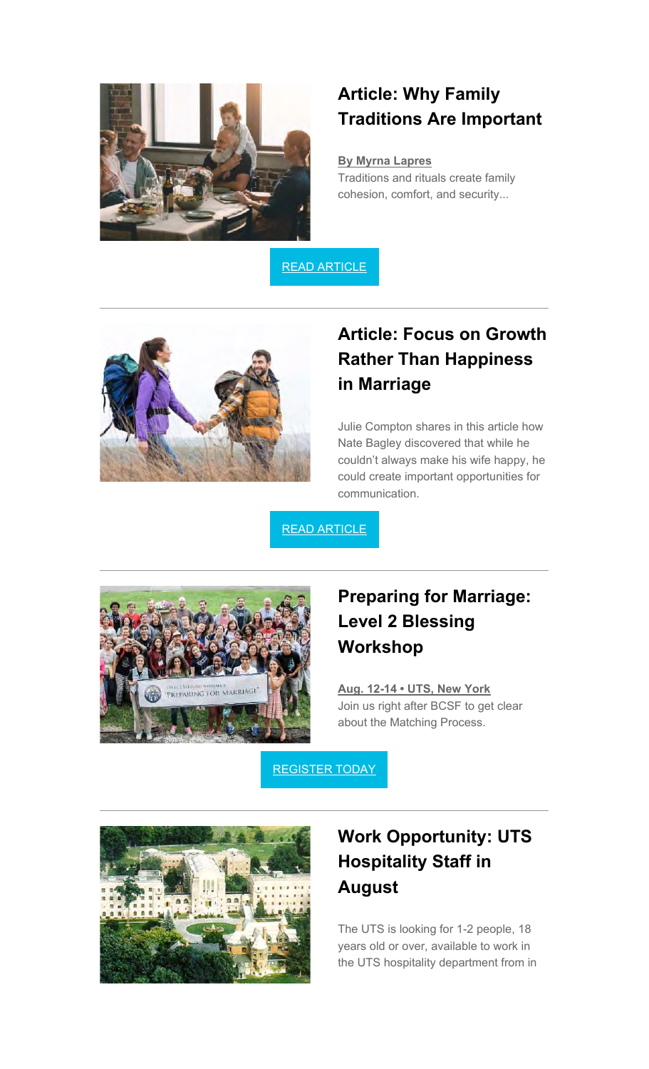## Article: Why Family Traditions Are Important

**By Myrna Lapres**

Traditions and rituals create family cohesion, comfort, and security...

READ ARTICLE

---

## Article: Focus on Growth Rather Than Happiness in Marriage

Julie Compton shares in this article how Nate Bagley discovered that while he couldn't always make his wife happy, he could create important opportunities for communication.

READ ARTICLE

---

## Preparing for Marriage: Level 2 Blessing Workshop

**Aug. 12-14 • UTS, New York**

Join us right after BCSF to get clear about the Matching Process.

REGISTER TODAY

---

## Work Opportunity: UTS Hospitality Staff in August

The UTS is looking for 1-2 people, 18 years old or over, available to work in the UTS hospitality department from in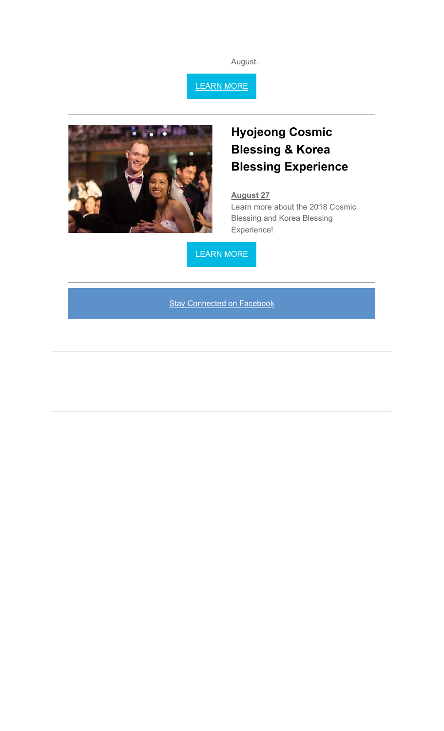August.

LEARN MORE

---

## Hyojeong Cosmic Blessing & Korea Blessing Experience

**August 27**
Learn more about the 2018 Cosmic Blessing and Korea Blessing Experience!

LEARN MORE

---

Stay Connected on Facebook